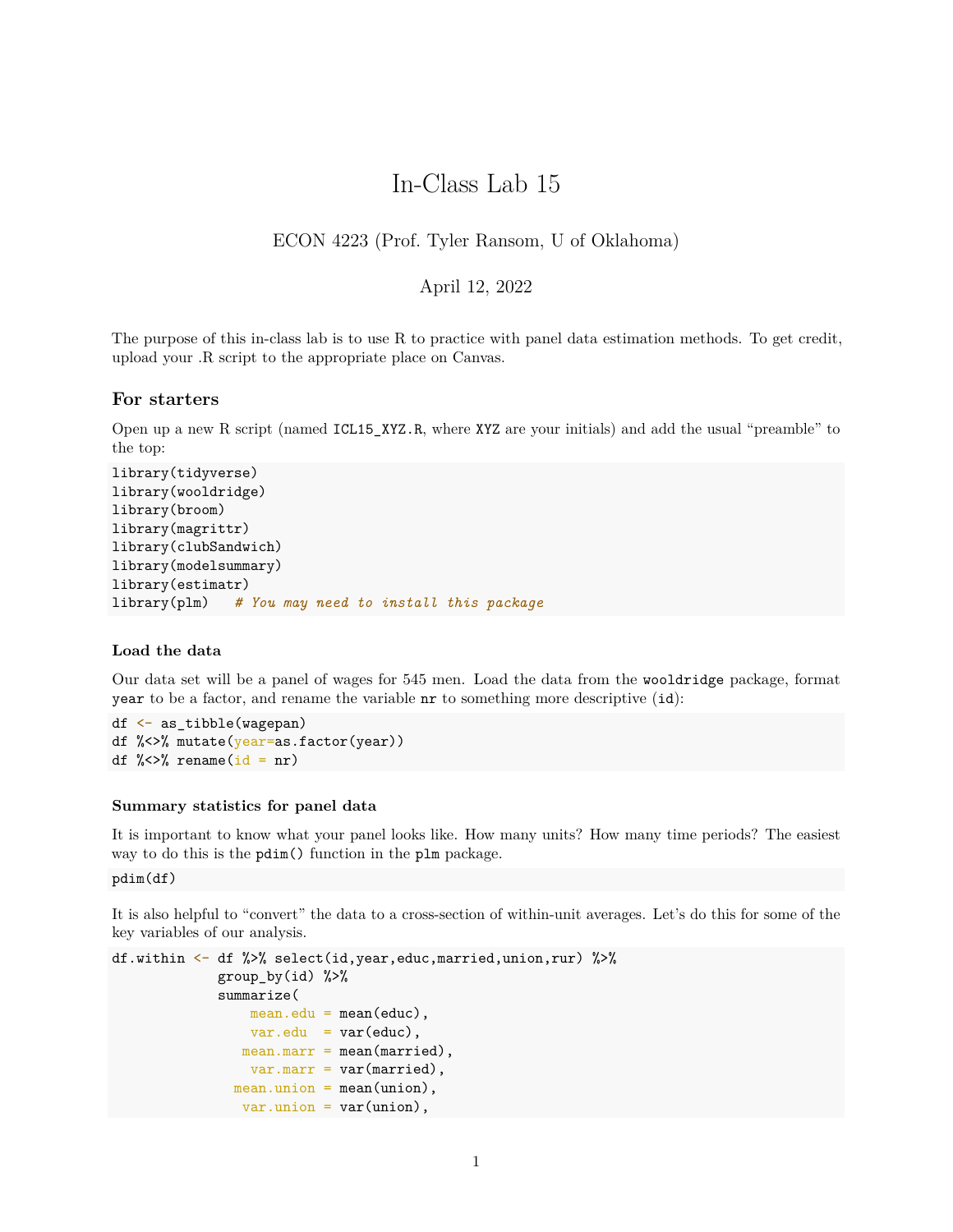# In-Class Lab 15

ECON 4223 (Prof. Tyler Ransom, U of Oklahoma)

April 12, 2022

The purpose of this in-class lab is to use R to practice with panel data estimation methods. To get credit, upload your .R script to the appropriate place on Canvas.

## For starters

Open up a new R script (named `ICL15_XYZ.R`, where `XYZ` are your initials) and add the usual "preamble" to the top:

```
library(tidyverse)
library(wooldridge)
library(broom)
library(magrittr)
library(clubSandwich)
library(modelsummary)
library(estimatr)
library(plm)   # You may need to install this package
```

### Load the data

Our data set will be a panel of wages for 545 men. Load the data from the `wooldridge` package, format `year` to be a factor, and rename the variable `nr` to something more descriptive (`id`):

```
df <- as_tibble(wagepan)
df %<>% mutate(year=as.factor(year))
df %<>% rename(id = nr)
```

### Summary statistics for panel data

It is important to know what your panel looks like. How many units? How many time periods? The easiest way to do this is the `pdim()` function in the `plm` package.

```
pdim(df)
```

It is also helpful to "convert" the data to a cross-section of within-unit averages. Let's do this for some of the key variables of our analysis.

```
df.within <- df %>% select(id,year,educ,married,union,rur) %>%
             group_by(id) %>%
             summarize(
                 mean.edu = mean(educ),
                 var.edu  = var(educ),
                mean.marr = mean(married),
                 var.marr = var(married),
               mean.union = mean(union),
                var.union = var(union),
```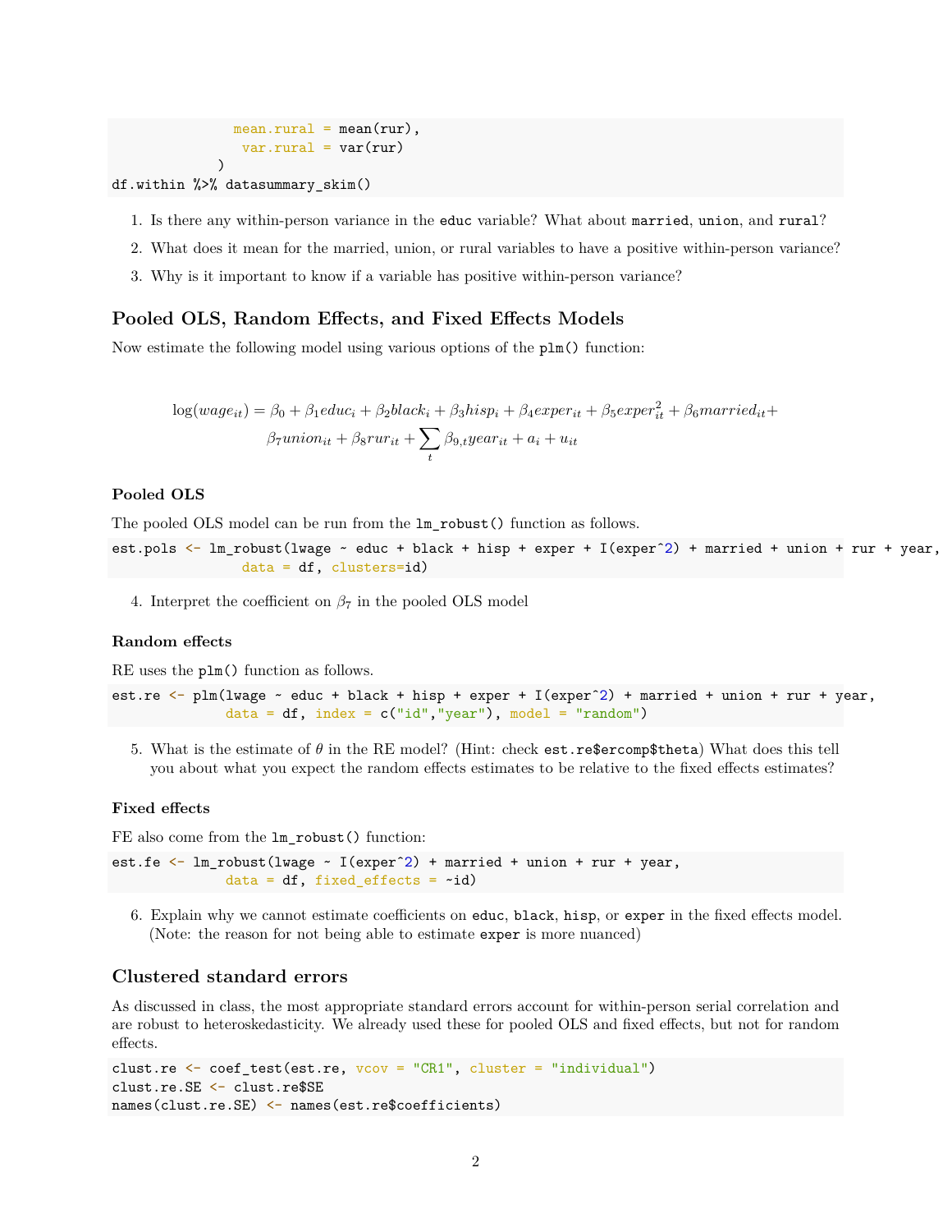```
              mean.rural = mean(rur),
               var.rural = var(rur)
            )
df.within %>% datasummary_skim()
```

1. Is there any within-person variance in the `educ` variable? What about `married`, `union`, and `rural`?
2. What does it mean for the married, union, or rural variables to have a positive within-person variance?
3. Why is it important to know if a variable has positive within-person variance?

## Pooled OLS, Random Effects, and Fixed Effects Models

Now estimate the following model using various options of the `plm()` function:

$$\log(wage_{it}) = \beta_0 + \beta_1 educ_i + \beta_2 black_i + \beta_3 hisp_i + \beta_4 exper_{it} + \beta_5 exper_{it}^2 + \beta_6 married_{it} + \beta_7 union_{it} + \beta_8 rur_{it} + \sum_t \beta_{9,t} year_{it} + a_i + u_{it}$$

### Pooled OLS

The pooled OLS model can be run from the `lm_robust()` function as follows.

```
est.pols <- lm_robust(lwage ~ educ + black + hisp + exper + I(exper^2) + married + union + rur + year,
               data = df, clusters=id)
```

4. Interpret the coefficient on $\beta_7$ in the pooled OLS model

### Random effects

RE uses the `plm()` function as follows.

```
est.re <- plm(lwage ~ educ + black + hisp + exper + I(exper^2) + married + union + rur + year,
             data = df, index = c("id","year"), model = "random")
```

5. What is the estimate of $\theta$ in the RE model? (Hint: check `est.re$ercomp$theta`) What does this tell you about what you expect the random effects estimates to be relative to the fixed effects estimates?

### Fixed effects

FE also come from the `lm_robust()` function:

```
est.fe <- lm_robust(lwage ~ I(exper^2) + married + union + rur + year,
             data = df, fixed_effects = ~id)
```

6. Explain why we cannot estimate coefficients on `educ`, `black`, `hisp`, or `exper` in the fixed effects model. (Note: the reason for not being able to estimate `exper` is more nuanced)

## Clustered standard errors

As discussed in class, the most appropriate standard errors account for within-person serial correlation and are robust to heteroskedasticity. We already used these for pooled OLS and fixed effects, but not for random effects.

```
clust.re <- coef_test(est.re, vcov = "CR1", cluster = "individual")
clust.re.SE <- clust.re$SE
names(clust.re.SE) <- names(est.re$coefficients)
```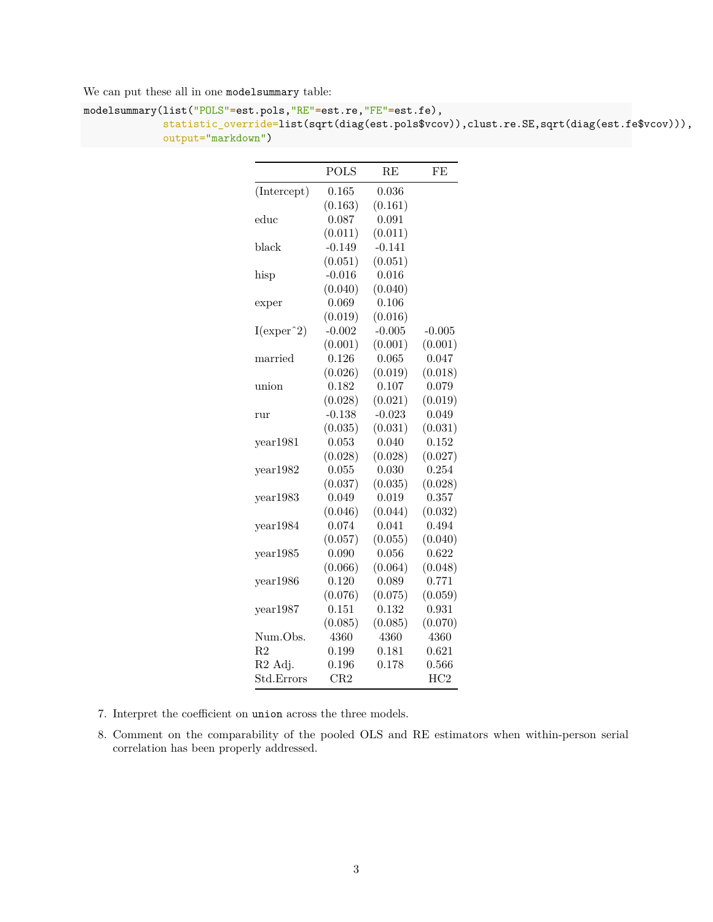We can put these all in one `modelsummary` table:

```
modelsummary(list("POLS"=est.pols,"RE"=est.re,"FE"=est.fe),
             statistic_override=list(sqrt(diag(est.pols$vcov)),clust.re.SE,sqrt(diag(est.fe$vcov))),
             output="markdown")
```

| | POLS | RE | FE |
|---|---|---|---|
| (Intercept) | 0.165 | 0.036 | |
| | (0.163) | (0.161) | |
| educ | 0.087 | 0.091 | |
| | (0.011) | (0.011) | |
| black | -0.149 | -0.141 | |
| | (0.051) | (0.051) | |
| hisp | -0.016 | 0.016 | |
| | (0.040) | (0.040) | |
| exper | 0.069 | 0.106 | |
| | (0.019) | (0.016) | |
| I(exper^2) | -0.002 | -0.005 | -0.005 |
| | (0.001) | (0.001) | (0.001) |
| married | 0.126 | 0.065 | 0.047 |
| | (0.026) | (0.019) | (0.018) |
| union | 0.182 | 0.107 | 0.079 |
| | (0.028) | (0.021) | (0.019) |
| rur | -0.138 | -0.023 | 0.049 |
| | (0.035) | (0.031) | (0.031) |
| year1981 | 0.053 | 0.040 | 0.152 |
| | (0.028) | (0.028) | (0.027) |
| year1982 | 0.055 | 0.030 | 0.254 |
| | (0.037) | (0.035) | (0.028) |
| year1983 | 0.049 | 0.019 | 0.357 |
| | (0.046) | (0.044) | (0.032) |
| year1984 | 0.074 | 0.041 | 0.494 |
| | (0.057) | (0.055) | (0.040) |
| year1985 | 0.090 | 0.056 | 0.622 |
| | (0.066) | (0.064) | (0.048) |
| year1986 | 0.120 | 0.089 | 0.771 |
| | (0.076) | (0.075) | (0.059) |
| year1987 | 0.151 | 0.132 | 0.931 |
| | (0.085) | (0.085) | (0.070) |
| Num.Obs. | 4360 | 4360 | 4360 |
| R2 | 0.199 | 0.181 | 0.621 |
| R2 Adj. | 0.196 | 0.178 | 0.566 |
| Std.Errors | CR2 | | HC2 |

7. Interpret the coefficient on `union` across the three models.
8. Comment on the comparability of the pooled OLS and RE estimators when within-person serial correlation has been properly addressed.